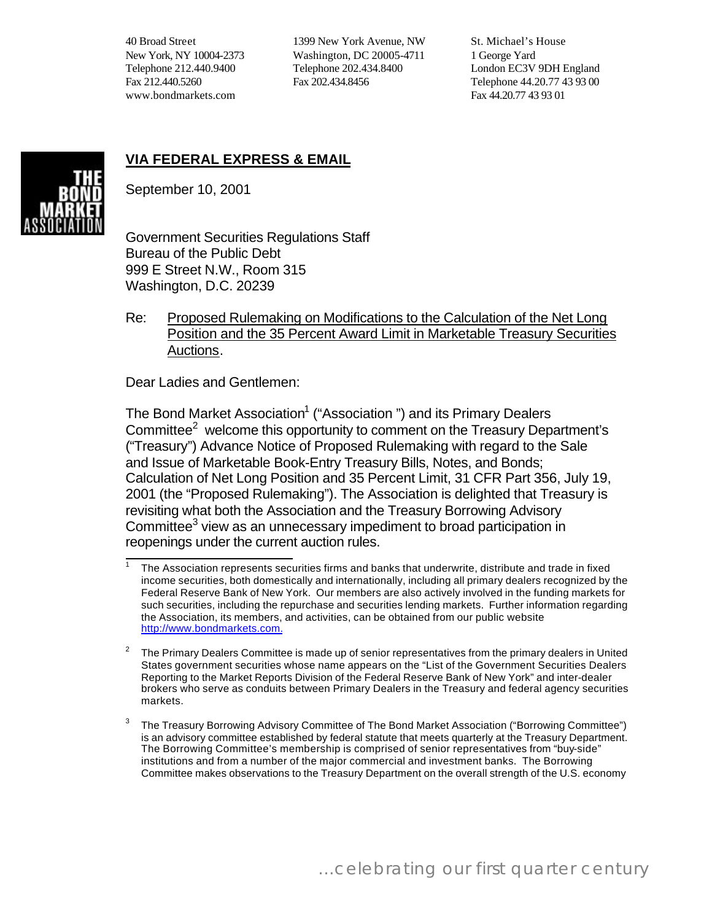40 Broad Street
New York, NY 10004-2373
Telephone 212.440.9400
Fax 212.440.5260
www.bondmarkets.com

1399 New York Avenue, NW
Washington, DC 20005-4711
Telephone 202.434.8400
Fax 202.434.8456

St. Michael's House
1 George Yard
London EC3V 9DH England
Telephone 44.20.77 43 93 00
Fax 44.20.77 43 93 01

THE BOND MARKET ASSOCIATION

**VIA FEDERAL EXPRESS & EMAIL**

September 10, 2001

Government Securities Regulations Staff
Bureau of the Public Debt
999 E Street N.W., Room 315
Washington, D.C. 20239

Re: Proposed Rulemaking on Modifications to the Calculation of the Net Long Position and the 35 Percent Award Limit in Marketable Treasury Securities Auctions.

Dear Ladies and Gentlemen:

The Bond Market Association[1] ("Association ") and its Primary Dealers Committee[2] welcome this opportunity to comment on the Treasury Department's ("Treasury") Advance Notice of Proposed Rulemaking with regard to the Sale and Issue of Marketable Book-Entry Treasury Bills, Notes, and Bonds; Calculation of Net Long Position and 35 Percent Limit, 31 CFR Part 356, July 19, 2001 (the "Proposed Rulemaking"). The Association is delighted that Treasury is revisiting what both the Association and the Treasury Borrowing Advisory Committee[3] view as an unnecessary impediment to broad participation in reopenings under the current auction rules.

[1] The Association represents securities firms and banks that underwrite, distribute and trade in fixed income securities, both domestically and internationally, including all primary dealers recognized by the Federal Reserve Bank of New York. Our members are also actively involved in the funding markets for such securities, including the repurchase and securities lending markets. Further information regarding the Association, its members, and activities, can be obtained from our public website http://www.bondmarkets.com.

[2] The Primary Dealers Committee is made up of senior representatives from the primary dealers in United States government securities whose name appears on the "List of the Government Securities Dealers Reporting to the Market Reports Division of the Federal Reserve Bank of New York" and inter-dealer brokers who serve as conduits between Primary Dealers in the Treasury and federal agency securities markets.

[3] The Treasury Borrowing Advisory Committee of The Bond Market Association ("Borrowing Committee") is an advisory committee established by federal statute that meets quarterly at the Treasury Department. The Borrowing Committee's membership is comprised of senior representatives from "buy-side" institutions and from a number of the major commercial and investment banks. The Borrowing Committee makes observations to the Treasury Department on the overall strength of the U.S. economy

...celebrating our first quarter century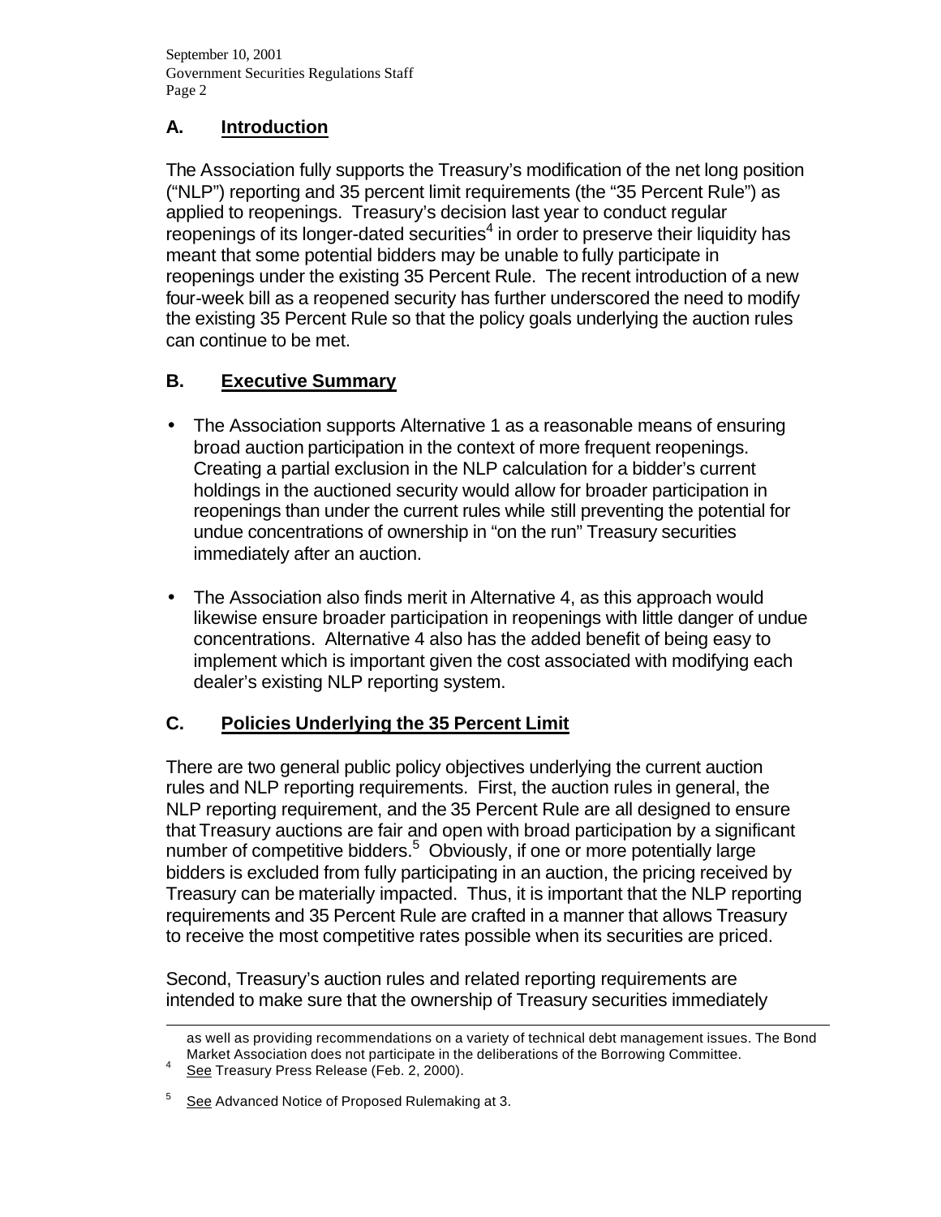## A. Introduction

The Association fully supports the Treasury's modification of the net long position ("NLP") reporting and 35 percent limit requirements (the "35 Percent Rule") as applied to reopenings. Treasury's decision last year to conduct regular reopenings of its longer-dated securities[4] in order to preserve their liquidity has meant that some potential bidders may be unable to fully participate in reopenings under the existing 35 Percent Rule. The recent introduction of a new four-week bill as a reopened security has further underscored the need to modify the existing 35 Percent Rule so that the policy goals underlying the auction rules can continue to be met.

## B. Executive Summary

- The Association supports Alternative 1 as a reasonable means of ensuring broad auction participation in the context of more frequent reopenings. Creating a partial exclusion in the NLP calculation for a bidder's current holdings in the auctioned security would allow for broader participation in reopenings than under the current rules while still preventing the potential for undue concentrations of ownership in "on the run" Treasury securities immediately after an auction.

- The Association also finds merit in Alternative 4, as this approach would likewise ensure broader participation in reopenings with little danger of undue concentrations. Alternative 4 also has the added benefit of being easy to implement which is important given the cost associated with modifying each dealer's existing NLP reporting system.

## C. Policies Underlying the 35 Percent Limit

There are two general public policy objectives underlying the current auction rules and NLP reporting requirements. First, the auction rules in general, the NLP reporting requirement, and the 35 Percent Rule are all designed to ensure that Treasury auctions are fair and open with broad participation by a significant number of competitive bidders.[5] Obviously, if one or more potentially large bidders is excluded from fully participating in an auction, the pricing received by Treasury can be materially impacted. Thus, it is important that the NLP reporting requirements and 35 Percent Rule are crafted in a manner that allows Treasury to receive the most competitive rates possible when its securities are priced.

Second, Treasury's auction rules and related reporting requirements are intended to make sure that the ownership of Treasury securities immediately

---

as well as providing recommendations on a variety of technical debt management issues. The Bond Market Association does not participate in the deliberations of the Borrowing Committee.

[4] See Treasury Press Release (Feb. 2, 2000).

[5] See Advanced Notice of Proposed Rulemaking at 3.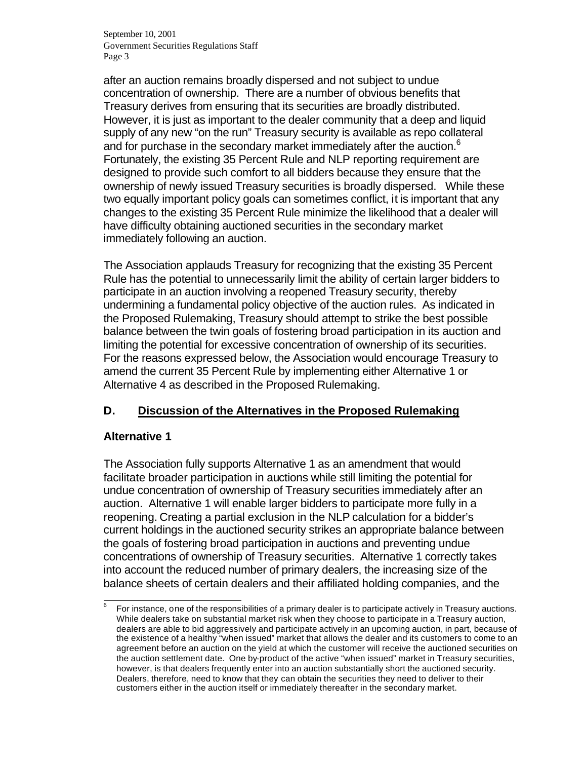after an auction remains broadly dispersed and not subject to undue concentration of ownership. There are a number of obvious benefits that Treasury derives from ensuring that its securities are broadly distributed. However, it is just as important to the dealer community that a deep and liquid supply of any new "on the run" Treasury security is available as repo collateral and for purchase in the secondary market immediately after the auction.[6] Fortunately, the existing 35 Percent Rule and NLP reporting requirement are designed to provide such comfort to all bidders because they ensure that the ownership of newly issued Treasury securities is broadly dispersed. While these two equally important policy goals can sometimes conflict, it is important that any changes to the existing 35 Percent Rule minimize the likelihood that a dealer will have difficulty obtaining auctioned securities in the secondary market immediately following an auction.

The Association applauds Treasury for recognizing that the existing 35 Percent Rule has the potential to unnecessarily limit the ability of certain larger bidders to participate in an auction involving a reopened Treasury security, thereby undermining a fundamental policy objective of the auction rules. As indicated in the Proposed Rulemaking, Treasury should attempt to strike the best possible balance between the twin goals of fostering broad participation in its auction and limiting the potential for excessive concentration of ownership of its securities. For the reasons expressed below, the Association would encourage Treasury to amend the current 35 Percent Rule by implementing either Alternative 1 or Alternative 4 as described in the Proposed Rulemaking.

## D. Discussion of the Alternatives in the Proposed Rulemaking

### Alternative 1

The Association fully supports Alternative 1 as an amendment that would facilitate broader participation in auctions while still limiting the potential for undue concentration of ownership of Treasury securities immediately after an auction. Alternative 1 will enable larger bidders to participate more fully in a reopening. Creating a partial exclusion in the NLP calculation for a bidder's current holdings in the auctioned security strikes an appropriate balance between the goals of fostering broad participation in auctions and preventing undue concentrations of ownership of Treasury securities. Alternative 1 correctly takes into account the reduced number of primary dealers, the increasing size of the balance sheets of certain dealers and their affiliated holding companies, and the

---

[6] For instance, one of the responsibilities of a primary dealer is to participate actively in Treasury auctions. While dealers take on substantial market risk when they choose to participate in a Treasury auction, dealers are able to bid aggressively and participate actively in an upcoming auction, in part, because of the existence of a healthy "when issued" market that allows the dealer and its customers to come to an agreement before an auction on the yield at which the customer will receive the auctioned securities on the auction settlement date. One by-product of the active "when issued" market in Treasury securities, however, is that dealers frequently enter into an auction substantially short the auctioned security. Dealers, therefore, need to know that they can obtain the securities they need to deliver to their customers either in the auction itself or immediately thereafter in the secondary market.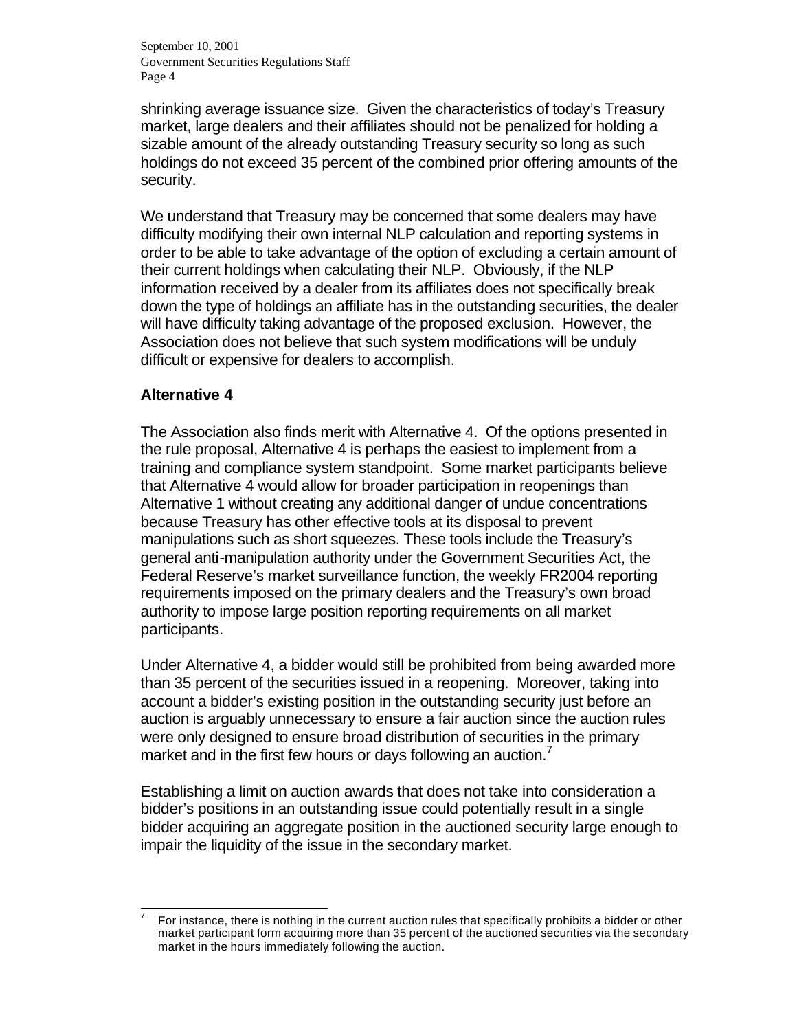shrinking average issuance size. Given the characteristics of today's Treasury market, large dealers and their affiliates should not be penalized for holding a sizable amount of the already outstanding Treasury security so long as such holdings do not exceed 35 percent of the combined prior offering amounts of the security.

We understand that Treasury may be concerned that some dealers may have difficulty modifying their own internal NLP calculation and reporting systems in order to be able to take advantage of the option of excluding a certain amount of their current holdings when calculating their NLP. Obviously, if the NLP information received by a dealer from its affiliates does not specifically break down the type of holdings an affiliate has in the outstanding securities, the dealer will have difficulty taking advantage of the proposed exclusion. However, the Association does not believe that such system modifications will be unduly difficult or expensive for dealers to accomplish.

## Alternative 4

The Association also finds merit with Alternative 4. Of the options presented in the rule proposal, Alternative 4 is perhaps the easiest to implement from a training and compliance system standpoint. Some market participants believe that Alternative 4 would allow for broader participation in reopenings than Alternative 1 without creating any additional danger of undue concentrations because Treasury has other effective tools at its disposal to prevent manipulations such as short squeezes. These tools include the Treasury's general anti-manipulation authority under the Government Securities Act, the Federal Reserve's market surveillance function, the weekly FR2004 reporting requirements imposed on the primary dealers and the Treasury's own broad authority to impose large position reporting requirements on all market participants.

Under Alternative 4, a bidder would still be prohibited from being awarded more than 35 percent of the securities issued in a reopening. Moreover, taking into account a bidder's existing position in the outstanding security just before an auction is arguably unnecessary to ensure a fair auction since the auction rules were only designed to ensure broad distribution of securities in the primary market and in the first few hours or days following an auction.[7]

Establishing a limit on auction awards that does not take into consideration a bidder's positions in an outstanding issue could potentially result in a single bidder acquiring an aggregate position in the auctioned security large enough to impair the liquidity of the issue in the secondary market.

---

[7] For instance, there is nothing in the current auction rules that specifically prohibits a bidder or other market participant form acquiring more than 35 percent of the auctioned securities via the secondary market in the hours immediately following the auction.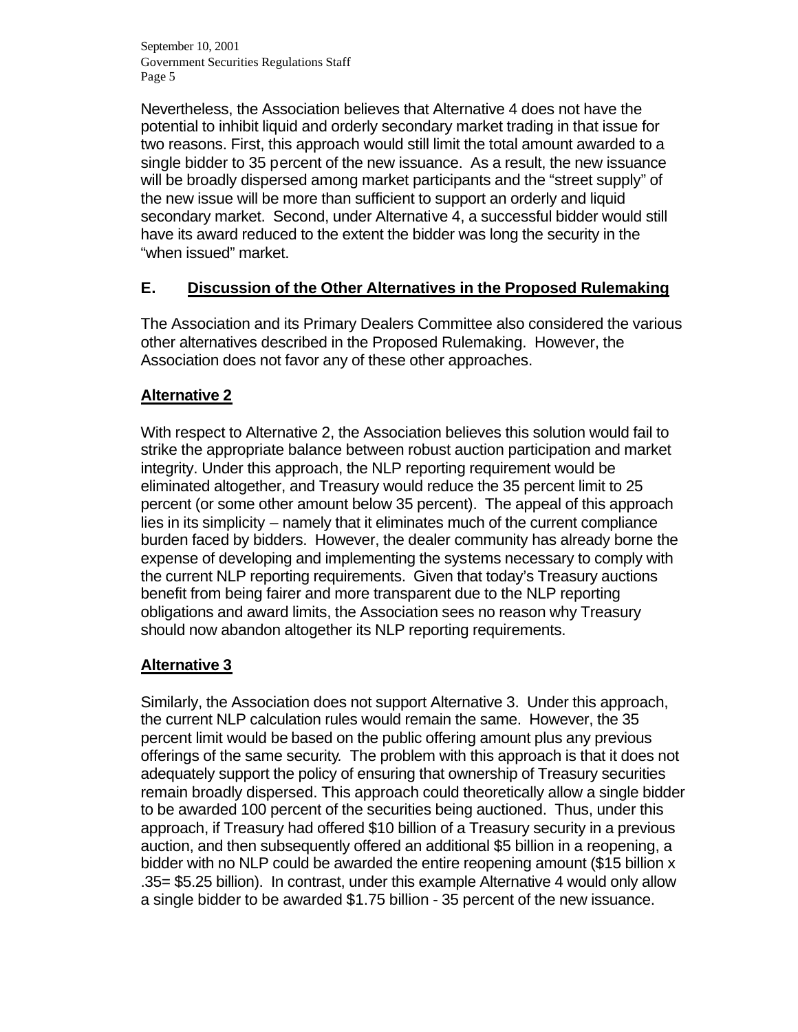Nevertheless, the Association believes that Alternative 4 does not have the potential to inhibit liquid and orderly secondary market trading in that issue for two reasons. First, this approach would still limit the total amount awarded to a single bidder to 35 percent of the new issuance. As a result, the new issuance will be broadly dispersed among market participants and the "street supply" of the new issue will be more than sufficient to support an orderly and liquid secondary market. Second, under Alternative 4, a successful bidder would still have its award reduced to the extent the bidder was long the security in the "when issued" market.

## E. Discussion of the Other Alternatives in the Proposed Rulemaking

The Association and its Primary Dealers Committee also considered the various other alternatives described in the Proposed Rulemaking. However, the Association does not favor any of these other approaches.

### Alternative 2

With respect to Alternative 2, the Association believes this solution would fail to strike the appropriate balance between robust auction participation and market integrity. Under this approach, the NLP reporting requirement would be eliminated altogether, and Treasury would reduce the 35 percent limit to 25 percent (or some other amount below 35 percent). The appeal of this approach lies in its simplicity – namely that it eliminates much of the current compliance burden faced by bidders. However, the dealer community has already borne the expense of developing and implementing the systems necessary to comply with the current NLP reporting requirements. Given that today's Treasury auctions benefit from being fairer and more transparent due to the NLP reporting obligations and award limits, the Association sees no reason why Treasury should now abandon altogether its NLP reporting requirements.

### Alternative 3

Similarly, the Association does not support Alternative 3. Under this approach, the current NLP calculation rules would remain the same. However, the 35 percent limit would be based on the public offering amount plus any previous offerings of the same security. The problem with this approach is that it does not adequately support the policy of ensuring that ownership of Treasury securities remain broadly dispersed. This approach could theoretically allow a single bidder to be awarded 100 percent of the securities being auctioned. Thus, under this approach, if Treasury had offered $10 billion of a Treasury security in a previous auction, and then subsequently offered an additional $5 billion in a reopening, a bidder with no NLP could be awarded the entire reopening amount ($15 billion x .35= $5.25 billion). In contrast, under this example Alternative 4 would only allow a single bidder to be awarded $1.75 billion - 35 percent of the new issuance.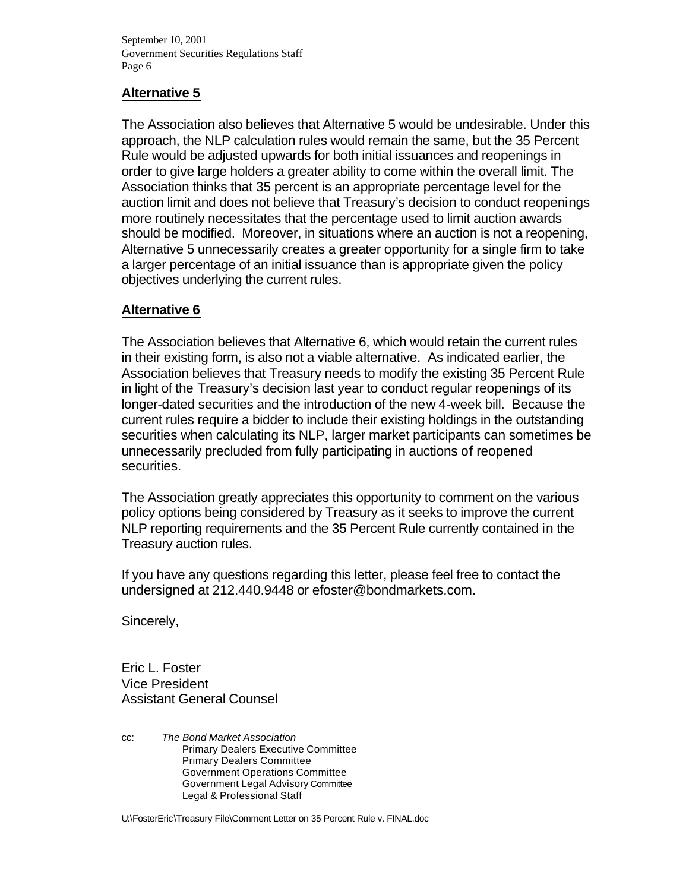## Alternative 5

The Association also believes that Alternative 5 would be undesirable. Under this approach, the NLP calculation rules would remain the same, but the 35 Percent Rule would be adjusted upwards for both initial issuances and reopenings in order to give large holders a greater ability to come within the overall limit. The Association thinks that 35 percent is an appropriate percentage level for the auction limit and does not believe that Treasury's decision to conduct reopenings more routinely necessitates that the percentage used to limit auction awards should be modified. Moreover, in situations where an auction is not a reopening, Alternative 5 unnecessarily creates a greater opportunity for a single firm to take a larger percentage of an initial issuance than is appropriate given the policy objectives underlying the current rules.

## Alternative 6

The Association believes that Alternative 6, which would retain the current rules in their existing form, is also not a viable alternative. As indicated earlier, the Association believes that Treasury needs to modify the existing 35 Percent Rule in light of the Treasury's decision last year to conduct regular reopenings of its longer-dated securities and the introduction of the new 4-week bill. Because the current rules require a bidder to include their existing holdings in the outstanding securities when calculating its NLP, larger market participants can sometimes be unnecessarily precluded from fully participating in auctions of reopened securities.

The Association greatly appreciates this opportunity to comment on the various policy options being considered by Treasury as it seeks to improve the current NLP reporting requirements and the 35 Percent Rule currently contained in the Treasury auction rules.

If you have any questions regarding this letter, please feel free to contact the undersigned at 212.440.9448 or efoster@bondmarkets.com.

Sincerely,

Eric L. Foster
Vice President
Assistant General Counsel

cc: *The Bond Market Association*
Primary Dealers Executive Committee
Primary Dealers Committee
Government Operations Committee
Government Legal Advisory Committee
Legal & Professional Staff

U:\FosterEric\Treasury File\Comment Letter on 35 Percent Rule v. FINAL.doc